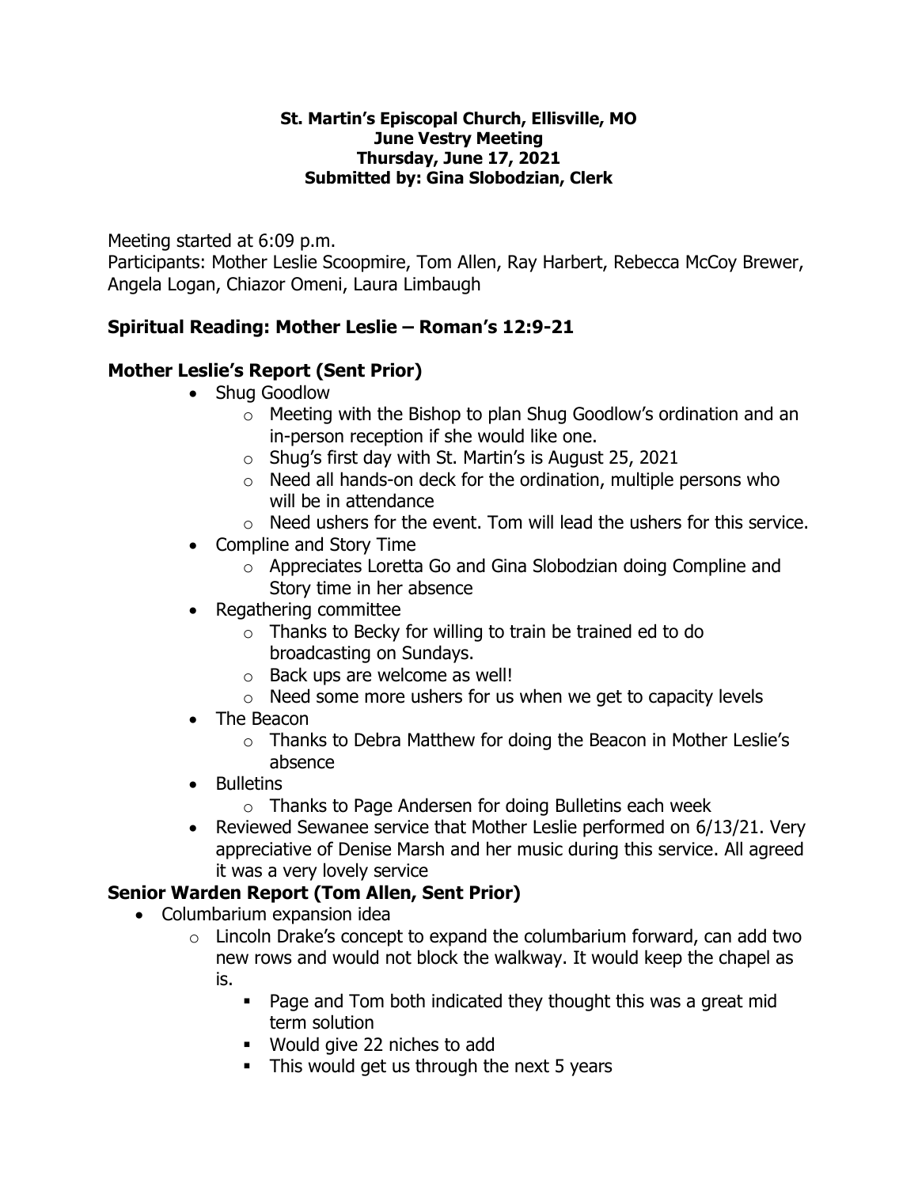**St. Martin's Episcopal Church, Ellisville, MO**
**June Vestry Meeting**
**Thursday, June 17, 2021**
**Submitted by: Gina Slobodzian, Clerk**

Meeting started at 6:09 p.m.
Participants: Mother Leslie Scoopmire, Tom Allen, Ray Harbert, Rebecca McCoy Brewer, Angela Logan, Chiazor Omeni, Laura Limbaugh

## Spiritual Reading: Mother Leslie – Roman's 12:9-21

## Mother Leslie's Report (Sent Prior)

- Shug Goodlow
  - Meeting with the Bishop to plan Shug Goodlow's ordination and an in-person reception if she would like one.
  - Shug's first day with St. Martin's is August 25, 2021
  - Need all hands-on deck for the ordination, multiple persons who will be in attendance
  - Need ushers for the event. Tom will lead the ushers for this service.
- Compline and Story Time
  - Appreciates Loretta Go and Gina Slobodzian doing Compline and Story time in her absence
- Regathering committee
  - Thanks to Becky for willing to train be trained ed to do broadcasting on Sundays.
  - Back ups are welcome as well!
  - Need some more ushers for us when we get to capacity levels
- The Beacon
  - Thanks to Debra Matthew for doing the Beacon in Mother Leslie's absence
- Bulletins
  - Thanks to Page Andersen for doing Bulletins each week
- Reviewed Sewanee service that Mother Leslie performed on 6/13/21. Very appreciative of Denise Marsh and her music during this service. All agreed it was a very lovely service

## Senior Warden Report (Tom Allen, Sent Prior)

- Columbarium expansion idea
  - Lincoln Drake's concept to expand the columbarium forward, can add two new rows and would not block the walkway. It would keep the chapel as is.
    - Page and Tom both indicated they thought this was a great mid term solution
    - Would give 22 niches to add
    - This would get us through the next 5 years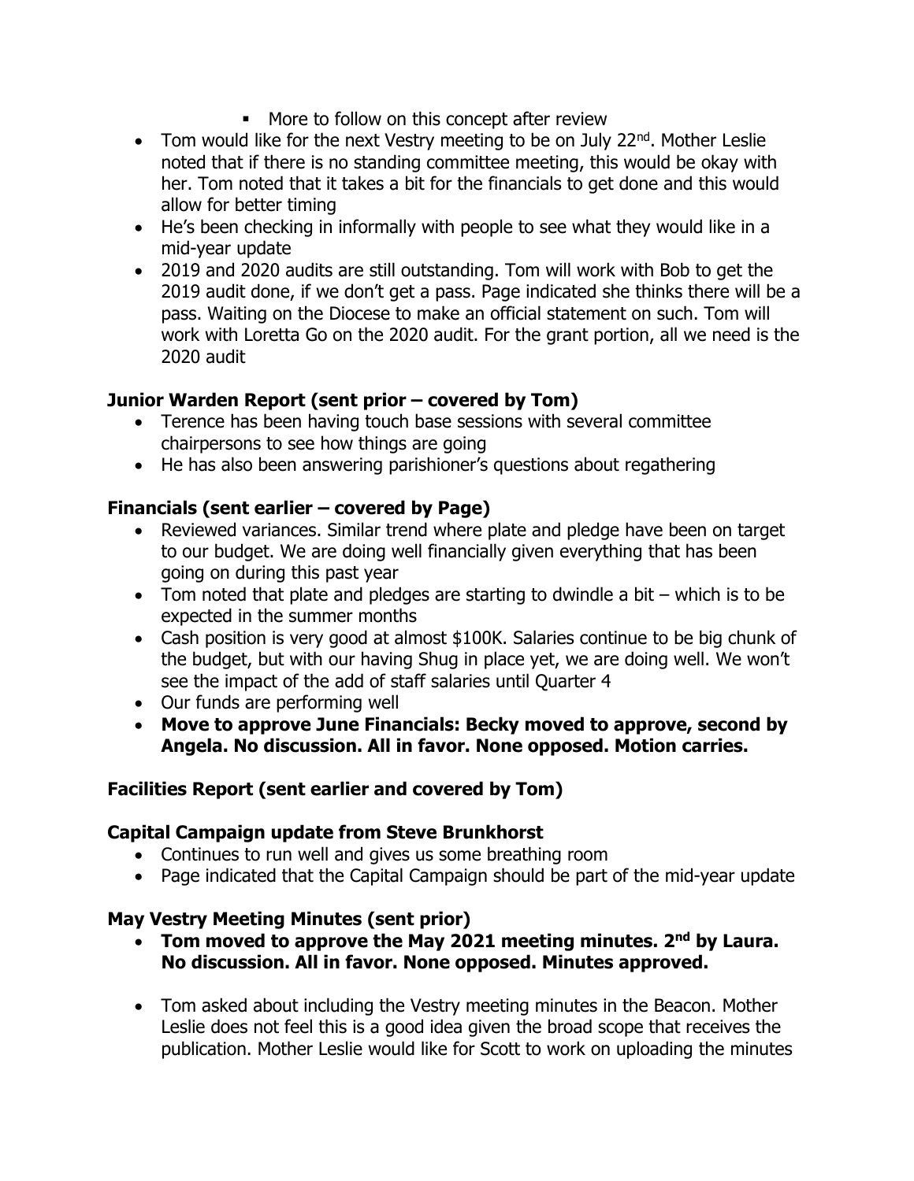- More to follow on this concept after review
- Tom would like for the next Vestry meeting to be on July 22nd. Mother Leslie noted that if there is no standing committee meeting, this would be okay with her. Tom noted that it takes a bit for the financials to get done and this would allow for better timing
- He's been checking in informally with people to see what they would like in a mid-year update
- 2019 and 2020 audits are still outstanding. Tom will work with Bob to get the 2019 audit done, if we don't get a pass. Page indicated she thinks there will be a pass. Waiting on the Diocese to make an official statement on such. Tom will work with Loretta Go on the 2020 audit. For the grant portion, all we need is the 2020 audit

### Junior Warden Report (sent prior – covered by Tom)

- Terence has been having touch base sessions with several committee chairpersons to see how things are going
- He has also been answering parishioner's questions about regathering

### Financials (sent earlier – covered by Page)

- Reviewed variances. Similar trend where plate and pledge have been on target to our budget. We are doing well financially given everything that has been going on during this past year
- Tom noted that plate and pledges are starting to dwindle a bit – which is to be expected in the summer months
- Cash position is very good at almost $100K. Salaries continue to be big chunk of the budget, but with our having Shug in place yet, we are doing well. We won't see the impact of the add of staff salaries until Quarter 4
- Our funds are performing well
- **Move to approve June Financials: Becky moved to approve, second by Angela. No discussion. All in favor. None opposed. Motion carries.**

### Facilities Report (sent earlier and covered by Tom)

### Capital Campaign update from Steve Brunkhorst

- Continues to run well and gives us some breathing room
- Page indicated that the Capital Campaign should be part of the mid-year update

### May Vestry Meeting Minutes (sent prior)

- **Tom moved to approve the May 2021 meeting minutes. 2nd by Laura. No discussion. All in favor. None opposed. Minutes approved.**

- Tom asked about including the Vestry meeting minutes in the Beacon. Mother Leslie does not feel this is a good idea given the broad scope that receives the publication. Mother Leslie would like for Scott to work on uploading the minutes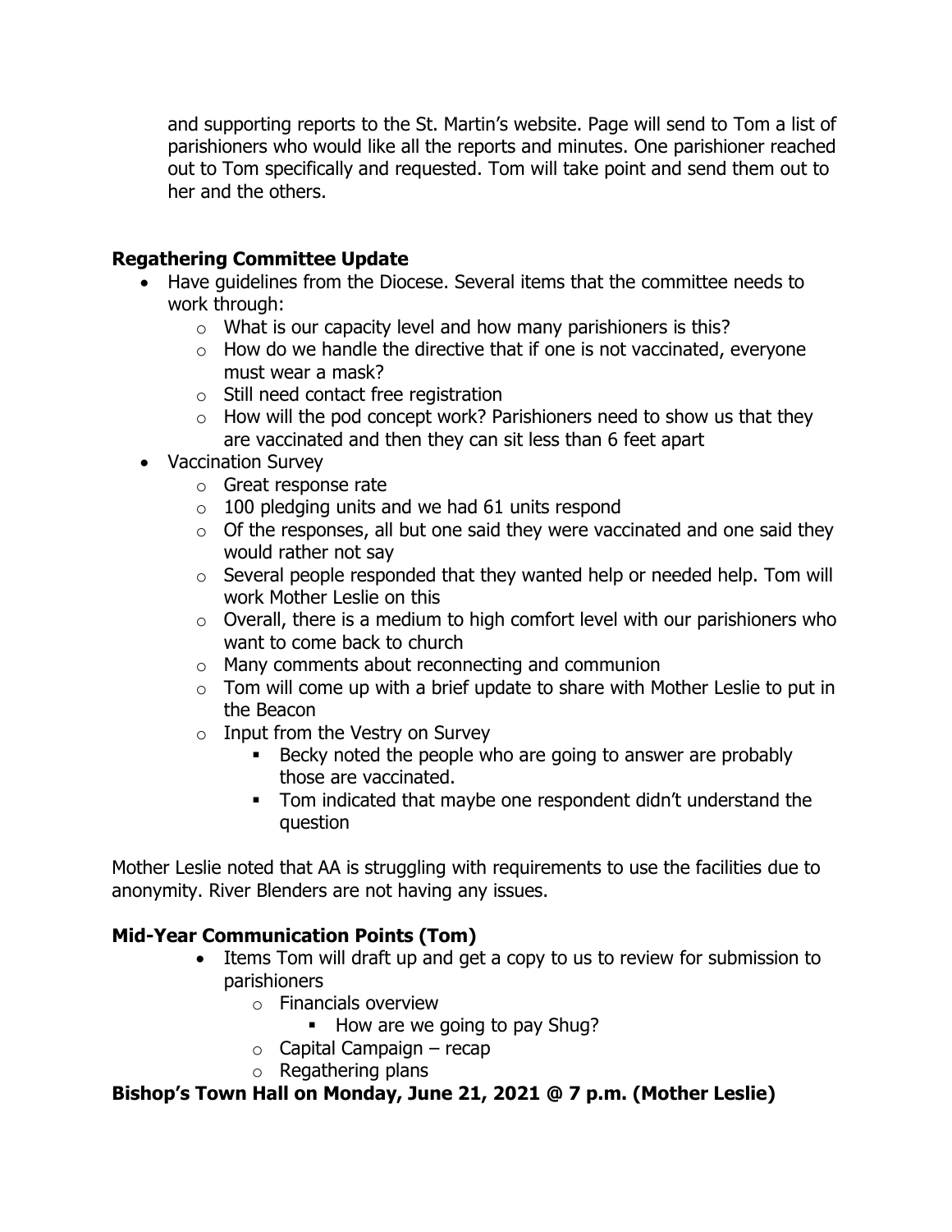and supporting reports to the St. Martin's website. Page will send to Tom a list of parishioners who would like all the reports and minutes. One parishioner reached out to Tom specifically and requested. Tom will take point and send them out to her and the others.

**Regathering Committee Update**

- Have guidelines from the Diocese. Several items that the committee needs to work through:
  - What is our capacity level and how many parishioners is this?
  - How do we handle the directive that if one is not vaccinated, everyone must wear a mask?
  - Still need contact free registration
  - How will the pod concept work? Parishioners need to show us that they are vaccinated and then they can sit less than 6 feet apart
- Vaccination Survey
  - Great response rate
  - 100 pledging units and we had 61 units respond
  - Of the responses, all but one said they were vaccinated and one said they would rather not say
  - Several people responded that they wanted help or needed help. Tom will work Mother Leslie on this
  - Overall, there is a medium to high comfort level with our parishioners who want to come back to church
  - Many comments about reconnecting and communion
  - Tom will come up with a brief update to share with Mother Leslie to put in the Beacon
  - Input from the Vestry on Survey
    - Becky noted the people who are going to answer are probably those are vaccinated.
    - Tom indicated that maybe one respondent didn't understand the question

Mother Leslie noted that AA is struggling with requirements to use the facilities due to anonymity. River Blenders are not having any issues.

**Mid-Year Communication Points (Tom)**

- Items Tom will draft up and get a copy to us to review for submission to parishioners
  - Financials overview
    - How are we going to pay Shug?
  - Capital Campaign – recap
  - Regathering plans

**Bishop's Town Hall on Monday, June 21, 2021 @ 7 p.m. (Mother Leslie)**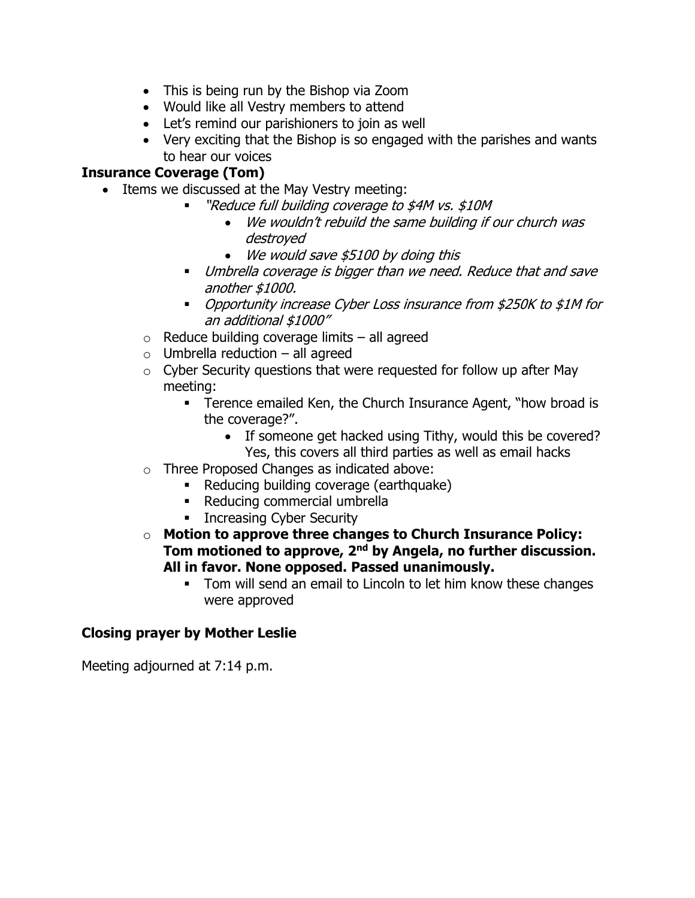- This is being run by the Bishop via Zoom
- Would like all Vestry members to attend
- Let's remind our parishioners to join as well
- Very exciting that the Bishop is so engaged with the parishes and wants to hear our voices

**Insurance Coverage (Tom)**

- Items we discussed at the May Vestry meeting:
  - *"Reduce full building coverage to $4M vs. $10M*
    - *We wouldn't rebuild the same building if our church was destroyed*
    - *We would save $5100 by doing this*
  - *Umbrella coverage is bigger than we need. Reduce that and save another $1000.*
  - *Opportunity increase Cyber Loss insurance from $250K to $1M for an additional $1000"*
  - Reduce building coverage limits – all agreed
  - Umbrella reduction – all agreed
  - Cyber Security questions that were requested for follow up after May meeting:
    - Terence emailed Ken, the Church Insurance Agent, "how broad is the coverage?".
      - If someone get hacked using Tithy, would this be covered? Yes, this covers all third parties as well as email hacks
  - Three Proposed Changes as indicated above:
    - Reducing building coverage (earthquake)
    - Reducing commercial umbrella
    - Increasing Cyber Security
  - **Motion to approve three changes to Church Insurance Policy: Tom motioned to approve, 2nd by Angela, no further discussion. All in favor. None opposed. Passed unanimously.**
    - Tom will send an email to Lincoln to let him know these changes were approved

**Closing prayer by Mother Leslie**

Meeting adjourned at 7:14 p.m.